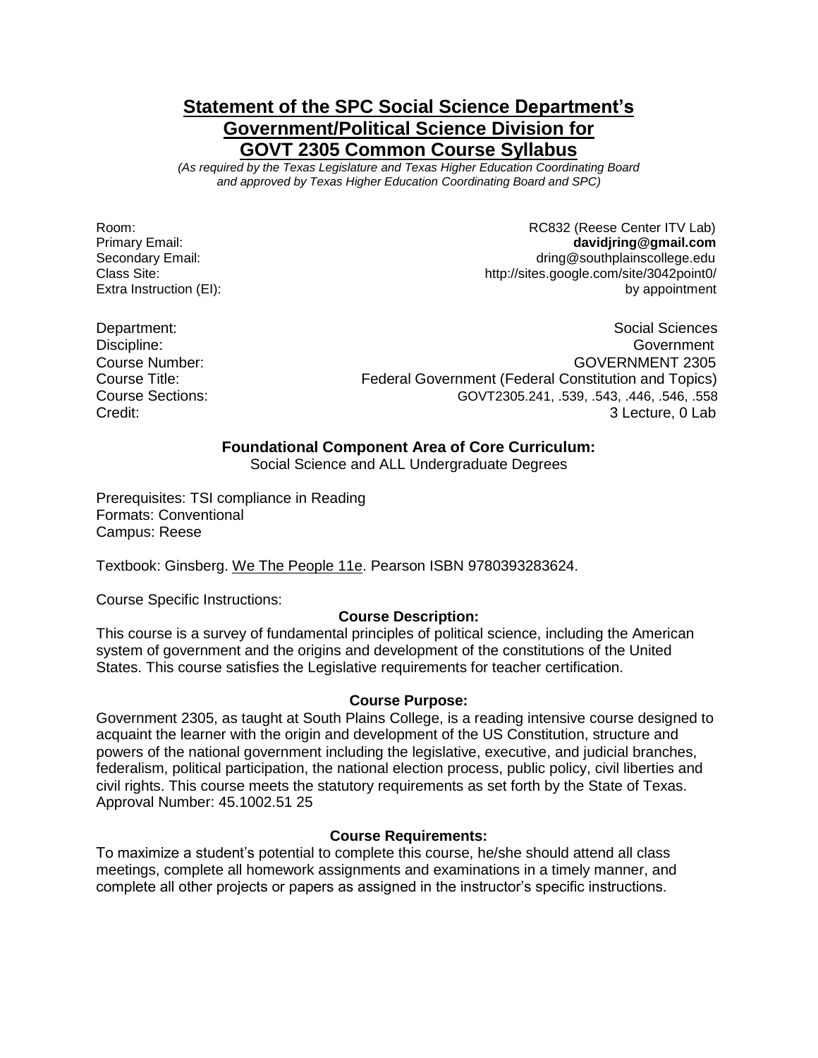# Statement of the SPC Social Science Department's Government/Political Science Division for GOVT 2305 Common Course Syllabus

*(As required by the Texas Legislature and Texas Higher Education Coordinating Board and approved by Texas Higher Education Coordinating Board and SPC)*

| | |
|---|---|
| Room: | RC832 (Reese Center ITV Lab) |
| Primary Email: | **davidjring@gmail.com** |
| Secondary Email: | dring@southplainscollege.edu |
| Class Site: | http://sites.google.com/site/3042point0/ |
| Extra Instruction (EI): | by appointment |

| | |
|---|---|
| Department: | Social Sciences |
| Discipline: | Government |
| Course Number: | GOVERNMENT 2305 |
| Course Title: | Federal Government (Federal Constitution and Topics) |
| Course Sections: | GOVT2305.241, .539, .543, .446, .546, .558 |
| Credit: | 3 Lecture, 0 Lab |

**Foundational Component Area of Core Curriculum:**
Social Science and ALL Undergraduate Degrees

Prerequisites: TSI compliance in Reading
Formats: Conventional
Campus: Reese

Textbook: Ginsberg. We The People 11e. Pearson ISBN 9780393283624.

Course Specific Instructions:

**Course Description:**

This course is a survey of fundamental principles of political science, including the American system of government and the origins and development of the constitutions of the United States. This course satisfies the Legislative requirements for teacher certification.

**Course Purpose:**

Government 2305, as taught at South Plains College, is a reading intensive course designed to acquaint the learner with the origin and development of the US Constitution, structure and powers of the national government including the legislative, executive, and judicial branches, federalism, political participation, the national election process, public policy, civil liberties and civil rights. This course meets the statutory requirements as set forth by the State of Texas. Approval Number: 45.1002.51 25

**Course Requirements:**

To maximize a student's potential to complete this course, he/she should attend all class meetings, complete all homework assignments and examinations in a timely manner, and complete all other projects or papers as assigned in the instructor's specific instructions.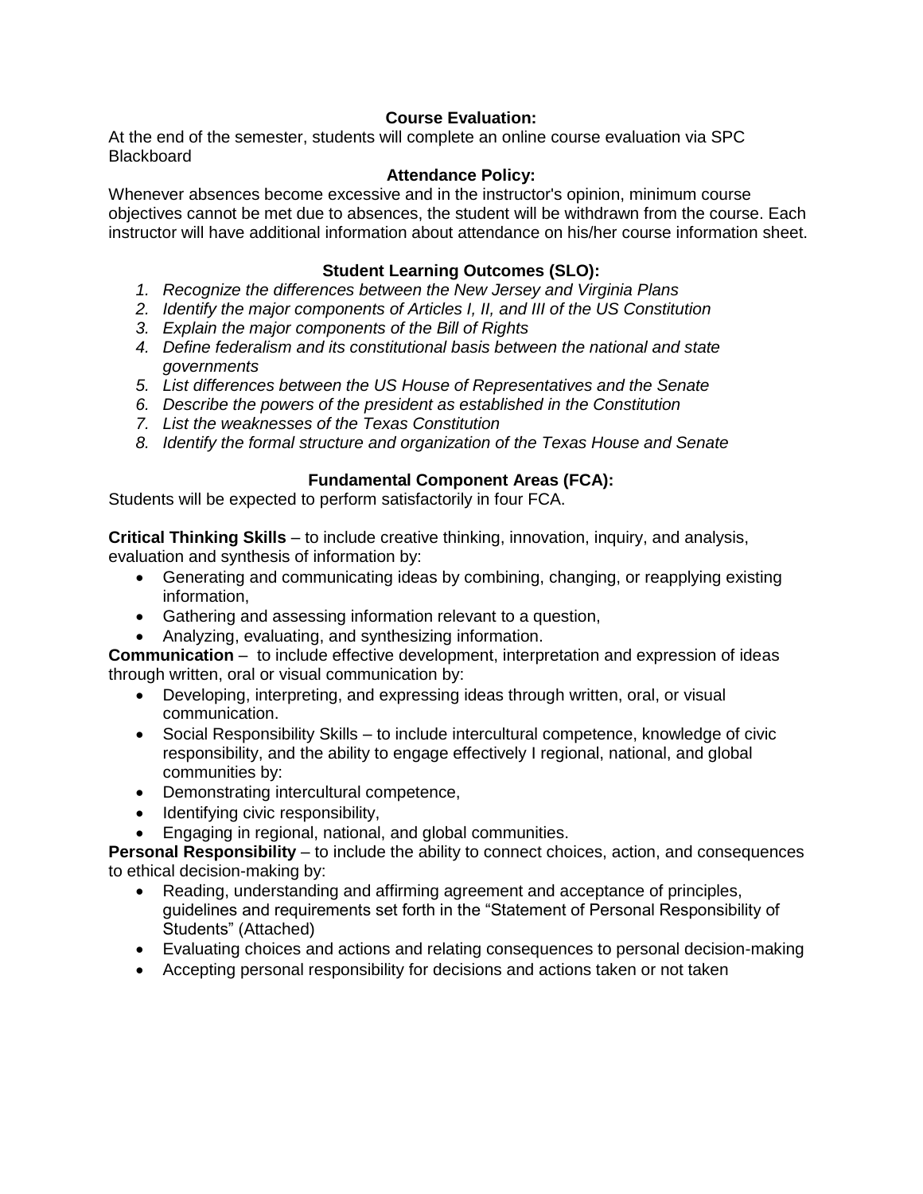## Course Evaluation:

At the end of the semester, students will complete an online course evaluation via SPC Blackboard

## Attendance Policy:

Whenever absences become excessive and in the instructor's opinion, minimum course objectives cannot be met due to absences, the student will be withdrawn from the course. Each instructor will have additional information about attendance on his/her course information sheet.

## Student Learning Outcomes (SLO):

1. *Recognize the differences between the New Jersey and Virginia Plans*
2. *Identify the major components of Articles I, II, and III of the US Constitution*
3. *Explain the major components of the Bill of Rights*
4. *Define federalism and its constitutional basis between the national and state governments*
5. *List differences between the US House of Representatives and the Senate*
6. *Describe the powers of the president as established in the Constitution*
7. *List the weaknesses of the Texas Constitution*
8. *Identify the formal structure and organization of the Texas House and Senate*

## Fundamental Component Areas (FCA):

Students will be expected to perform satisfactorily in four FCA.

**Critical Thinking Skills** – to include creative thinking, innovation, inquiry, and analysis, evaluation and synthesis of information by:

- Generating and communicating ideas by combining, changing, or reapplying existing information,
- Gathering and assessing information relevant to a question,
- Analyzing, evaluating, and synthesizing information.

**Communication** – to include effective development, interpretation and expression of ideas through written, oral or visual communication by:

- Developing, interpreting, and expressing ideas through written, oral, or visual communication.
- Social Responsibility Skills – to include intercultural competence, knowledge of civic responsibility, and the ability to engage effectively I regional, national, and global communities by:
- Demonstrating intercultural competence,
- Identifying civic responsibility,
- Engaging in regional, national, and global communities.

**Personal Responsibility** – to include the ability to connect choices, action, and consequences to ethical decision-making by:

- Reading, understanding and affirming agreement and acceptance of principles, guidelines and requirements set forth in the "Statement of Personal Responsibility of Students" (Attached)
- Evaluating choices and actions and relating consequences to personal decision-making
- Accepting personal responsibility for decisions and actions taken or not taken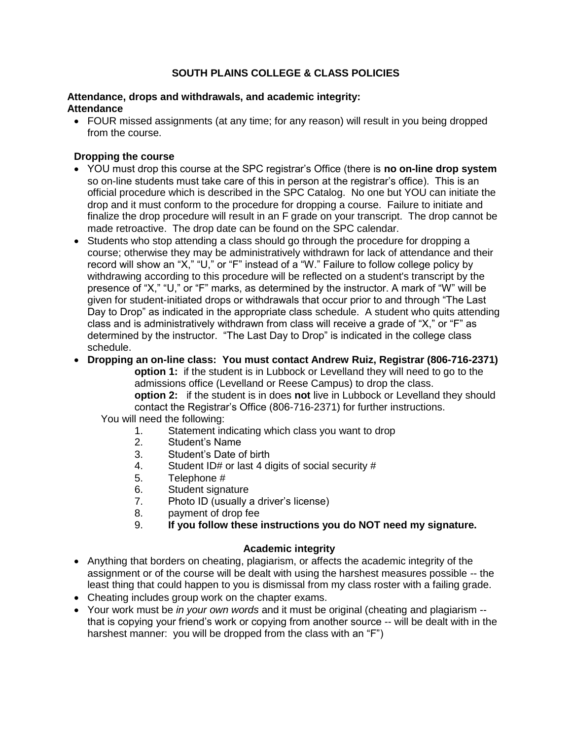## SOUTH PLAINS COLLEGE & CLASS POLICIES

**Attendance, drops and withdrawals, and academic integrity:**

**Attendance**

- FOUR missed assignments (at any time; for any reason) will result in you being dropped from the course.

**Dropping the course**

- YOU must drop this course at the SPC registrar's Office (there is **no on-line drop system** so on-line students must take care of this in person at the registrar's office). This is an official procedure which is described in the SPC Catalog. No one but YOU can initiate the drop and it must conform to the procedure for dropping a course. Failure to initiate and finalize the drop procedure will result in an F grade on your transcript. The drop cannot be made retroactive. The drop date can be found on the SPC calendar.
- Students who stop attending a class should go through the procedure for dropping a course; otherwise they may be administratively withdrawn for lack of attendance and their record will show an "X," "U," or "F" instead of a "W." Failure to follow college policy by withdrawing according to this procedure will be reflected on a student's transcript by the presence of "X," "U," or "F" marks, as determined by the instructor. A mark of "W" will be given for student-initiated drops or withdrawals that occur prior to and through "The Last Day to Drop" as indicated in the appropriate class schedule. A student who quits attending class and is administratively withdrawn from class will receive a grade of "X," or "F" as determined by the instructor. "The Last Day to Drop" is indicated in the college class schedule.
- **Dropping an on-line class: You must contact Andrew Ruiz, Registrar (806-716-2371)**

  **option 1:** if the student is in Lubbock or Levelland they will need to go to the admissions office (Levelland or Reese Campus) to drop the class.

  **option 2:** if the student is in does **not** live in Lubbock or Levelland they should contact the Registrar's Office (806-716-2371) for further instructions.

  You will need the following:

  1. Statement indicating which class you want to drop
  2. Student's Name
  3. Student's Date of birth
  4. Student ID# or last 4 digits of social security #
  5. Telephone #
  6. Student signature
  7. Photo ID (usually a driver's license)
  8. payment of drop fee
  9. **If you follow these instructions you do NOT need my signature.**

**Academic integrity**

- Anything that borders on cheating, plagiarism, or affects the academic integrity of the assignment or of the course will be dealt with using the harshest measures possible -- the least thing that could happen to you is dismissal from my class roster with a failing grade.
- Cheating includes group work on the chapter exams.
- Your work must be *in your own words* and it must be original (cheating and plagiarism -- that is copying your friend's work or copying from another source -- will be dealt with in the harshest manner: you will be dropped from the class with an "F")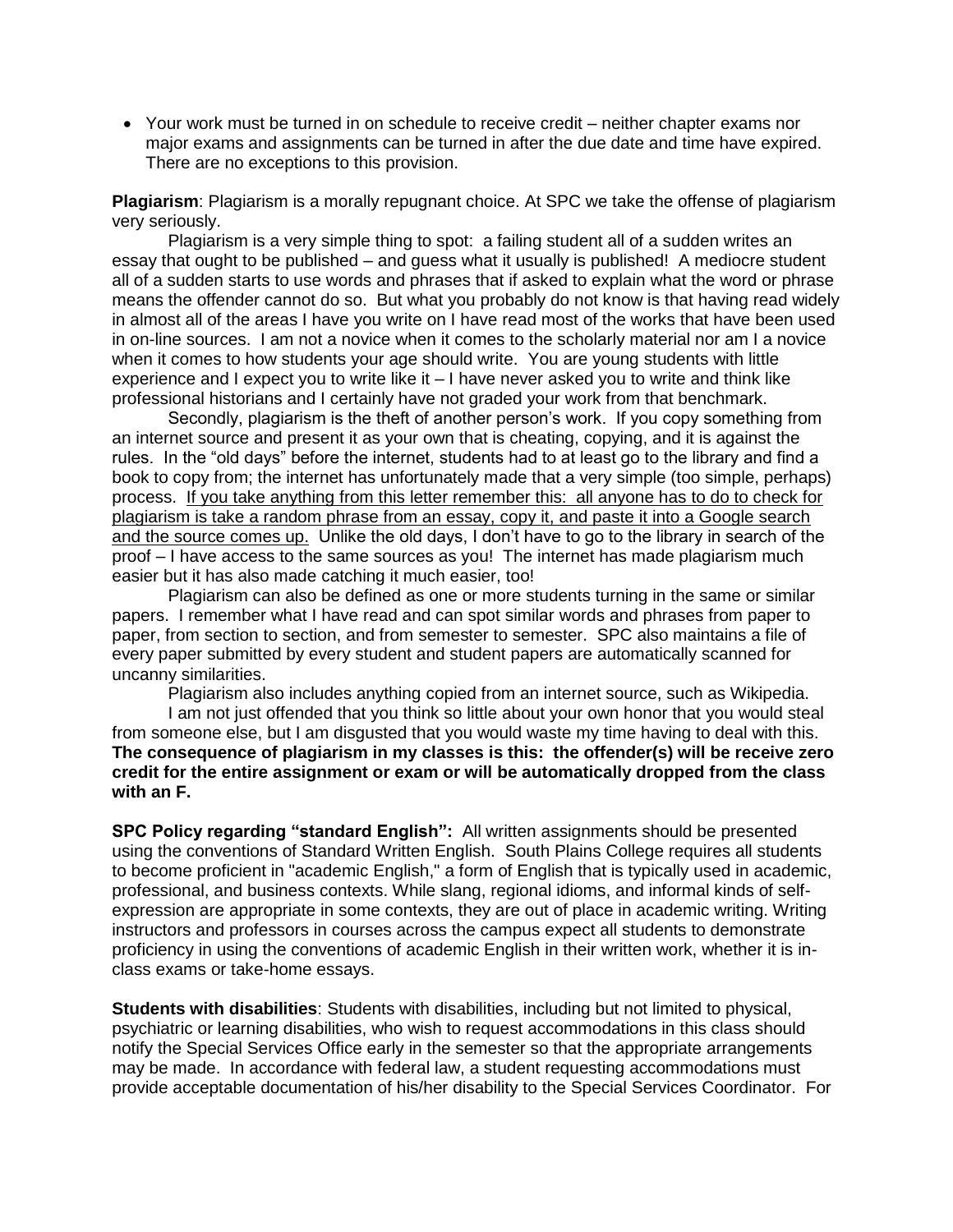- Your work must be turned in on schedule to receive credit – neither chapter exams nor major exams and assignments can be turned in after the due date and time have expired. There are no exceptions to this provision.

**Plagiarism**: Plagiarism is a morally repugnant choice. At SPC we take the offense of plagiarism very seriously.

Plagiarism is a very simple thing to spot: a failing student all of a sudden writes an essay that ought to be published – and guess what it usually is published! A mediocre student all of a sudden starts to use words and phrases that if asked to explain what the word or phrase means the offender cannot do so. But what you probably do not know is that having read widely in almost all of the areas I have you write on I have read most of the works that have been used in on-line sources. I am not a novice when it comes to the scholarly material nor am I a novice when it comes to how students your age should write. You are young students with little experience and I expect you to write like it – I have never asked you to write and think like professional historians and I certainly have not graded your work from that benchmark.

Secondly, plagiarism is the theft of another person's work. If you copy something from an internet source and present it as your own that is cheating, copying, and it is against the rules. In the "old days" before the internet, students had to at least go to the library and find a book to copy from; the internet has unfortunately made that a very simple (too simple, perhaps) process. <u>If you take anything from this letter remember this: all anyone has to do to check for plagiarism is take a random phrase from an essay, copy it, and paste it into a Google search and the source comes up.</u> Unlike the old days, I don't have to go to the library in search of the proof – I have access to the same sources as you! The internet has made plagiarism much easier but it has also made catching it much easier, too!

Plagiarism can also be defined as one or more students turning in the same or similar papers. I remember what I have read and can spot similar words and phrases from paper to paper, from section to section, and from semester to semester. SPC also maintains a file of every paper submitted by every student and student papers are automatically scanned for uncanny similarities.

Plagiarism also includes anything copied from an internet source, such as Wikipedia.

I am not just offended that you think so little about your own honor that you would steal from someone else, but I am disgusted that you would waste my time having to deal with this. **The consequence of plagiarism in my classes is this: the offender(s) will be receive zero credit for the entire assignment or exam or will be automatically dropped from the class with an F.**

**SPC Policy regarding "standard English":** All written assignments should be presented using the conventions of Standard Written English. South Plains College requires all students to become proficient in "academic English," a form of English that is typically used in academic, professional, and business contexts. While slang, regional idioms, and informal kinds of self-expression are appropriate in some contexts, they are out of place in academic writing. Writing instructors and professors in courses across the campus expect all students to demonstrate proficiency in using the conventions of academic English in their written work, whether it is in-class exams or take-home essays.

**Students with disabilities**: Students with disabilities, including but not limited to physical, psychiatric or learning disabilities, who wish to request accommodations in this class should notify the Special Services Office early in the semester so that the appropriate arrangements may be made. In accordance with federal law, a student requesting accommodations must provide acceptable documentation of his/her disability to the Special Services Coordinator. For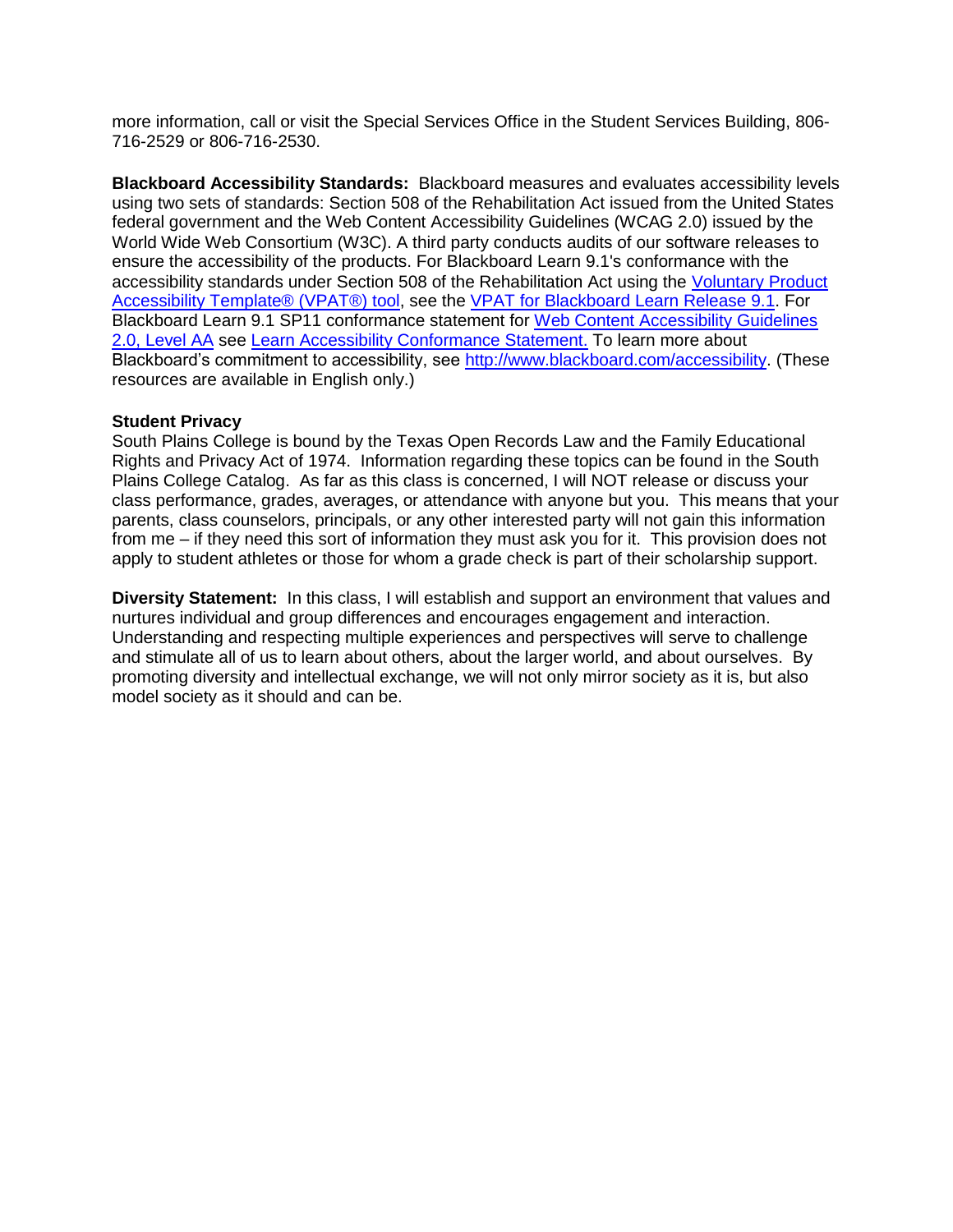more information, call or visit the Special Services Office in the Student Services Building, 806-716-2529 or 806-716-2530.

**Blackboard Accessibility Standards:** Blackboard measures and evaluates accessibility levels using two sets of standards: Section 508 of the Rehabilitation Act issued from the United States federal government and the Web Content Accessibility Guidelines (WCAG 2.0) issued by the World Wide Web Consortium (W3C). A third party conducts audits of our software releases to ensure the accessibility of the products. For Blackboard Learn 9.1's conformance with the accessibility standards under Section 508 of the Rehabilitation Act using the Voluntary Product Accessibility Template® (VPAT®) tool, see the VPAT for Blackboard Learn Release 9.1. For Blackboard Learn 9.1 SP11 conformance statement for Web Content Accessibility Guidelines 2.0, Level AA see Learn Accessibility Conformance Statement. To learn more about Blackboard's commitment to accessibility, see http://www.blackboard.com/accessibility. (These resources are available in English only.)

**Student Privacy**

South Plains College is bound by the Texas Open Records Law and the Family Educational Rights and Privacy Act of 1974. Information regarding these topics can be found in the South Plains College Catalog. As far as this class is concerned, I will NOT release or discuss your class performance, grades, averages, or attendance with anyone but you. This means that your parents, class counselors, principals, or any other interested party will not gain this information from me – if they need this sort of information they must ask you for it. This provision does not apply to student athletes or those for whom a grade check is part of their scholarship support.

**Diversity Statement:** In this class, I will establish and support an environment that values and nurtures individual and group differences and encourages engagement and interaction. Understanding and respecting multiple experiences and perspectives will serve to challenge and stimulate all of us to learn about others, about the larger world, and about ourselves. By promoting diversity and intellectual exchange, we will not only mirror society as it is, but also model society as it should and can be.